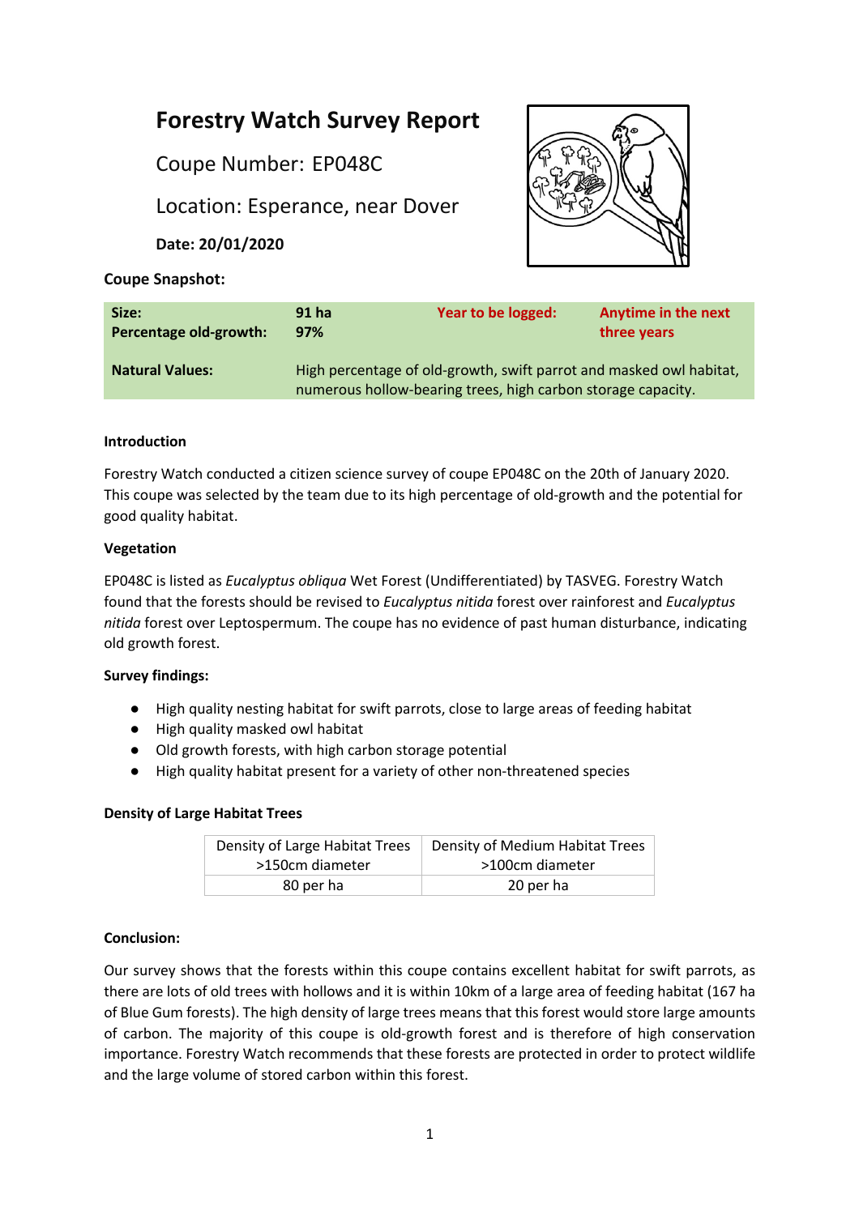# Forestry Watch Survey Report

## Coupe Number: EP048C

## Location: Esperance, near Dover

**Date: 20/01/2020**

**Coupe Snapshot:**

| **Size:** | **91 ha** | **Year to be logged:** | **Anytime in the next three years** |
|---|---|---|---|
| **Percentage old-growth:** | **97%** | | |
| **Natural Values:** | High percentage of old-growth, swift parrot and masked owl habitat, numerous hollow-bearing trees, high carbon storage capacity. | | |

**Introduction**

Forestry Watch conducted a citizen science survey of coupe EP048C on the 20th of January 2020. This coupe was selected by the team due to its high percentage of old-growth and the potential for good quality habitat.

**Vegetation**

EP048C is listed as *Eucalyptus obliqua* Wet Forest (Undifferentiated) by TASVEG. Forestry Watch found that the forests should be revised to *Eucalyptus nitida* forest over rainforest and *Eucalyptus nitida* forest over Leptospermum. The coupe has no evidence of past human disturbance, indicating old growth forest.

**Survey findings:**

- High quality nesting habitat for swift parrots, close to large areas of feeding habitat
- High quality masked owl habitat
- Old growth forests, with high carbon storage potential
- High quality habitat present for a variety of other non-threatened species

**Density of Large Habitat Trees**

| Density of Large Habitat Trees >150cm diameter | Density of Medium Habitat Trees >100cm diameter |
|---|---|
| 80 per ha | 20 per ha |

**Conclusion:**

Our survey shows that the forests within this coupe contains excellent habitat for swift parrots, as there are lots of old trees with hollows and it is within 10km of a large area of feeding habitat (167 ha of Blue Gum forests). The high density of large trees means that this forest would store large amounts of carbon. The majority of this coupe is old-growth forest and is therefore of high conservation importance. Forestry Watch recommends that these forests are protected in order to protect wildlife and the large volume of stored carbon within this forest.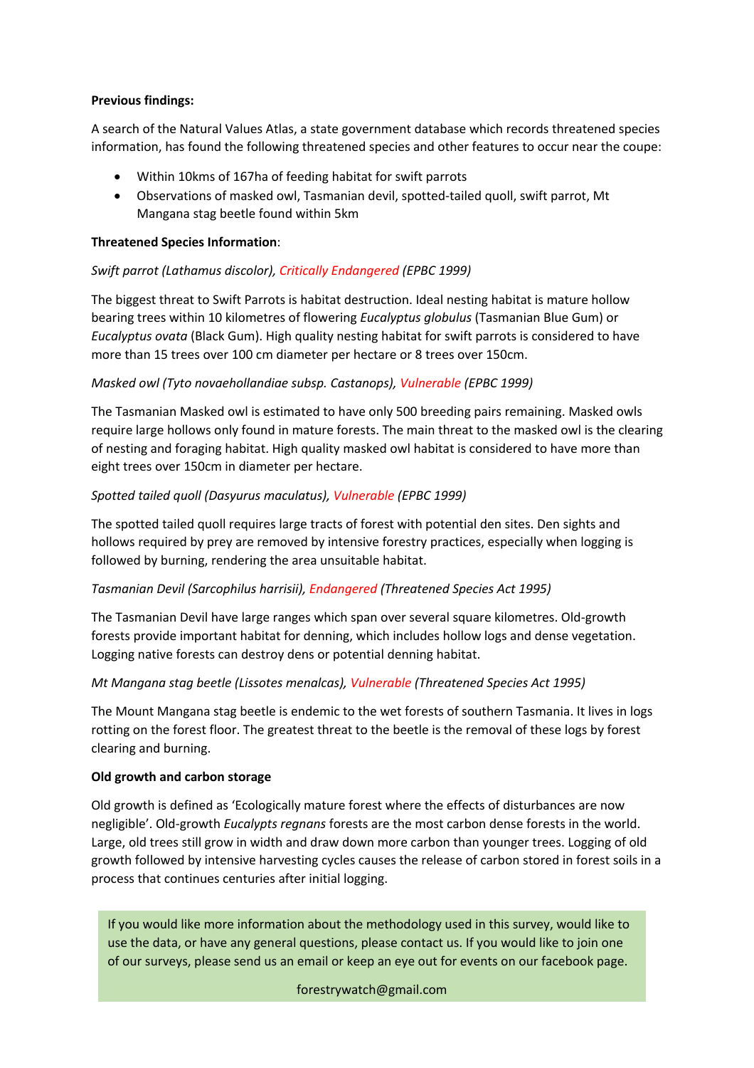**Previous findings:**

A search of the Natural Values Atlas, a state government database which records threatened species information, has found the following threatened species and other features to occur near the coupe:

- Within 10kms of 167ha of feeding habitat for swift parrots
- Observations of masked owl, Tasmanian devil, spotted-tailed quoll, swift parrot, Mt Mangana stag beetle found within 5km

**Threatened Species Information**:

*Swift parrot (Lathamus discolor), Critically Endangered (EPBC 1999)*

The biggest threat to Swift Parrots is habitat destruction. Ideal nesting habitat is mature hollow bearing trees within 10 kilometres of flowering *Eucalyptus globulus* (Tasmanian Blue Gum) or *Eucalyptus ovata* (Black Gum). High quality nesting habitat for swift parrots is considered to have more than 15 trees over 100 cm diameter per hectare or 8 trees over 150cm.

*Masked owl (Tyto novaehollandiae subsp. Castanops), Vulnerable (EPBC 1999)*

The Tasmanian Masked owl is estimated to have only 500 breeding pairs remaining. Masked owls require large hollows only found in mature forests. The main threat to the masked owl is the clearing of nesting and foraging habitat. High quality masked owl habitat is considered to have more than eight trees over 150cm in diameter per hectare.

*Spotted tailed quoll (Dasyurus maculatus), Vulnerable (EPBC 1999)*

The spotted tailed quoll requires large tracts of forest with potential den sites. Den sights and hollows required by prey are removed by intensive forestry practices, especially when logging is followed by burning, rendering the area unsuitable habitat.

*Tasmanian Devil (Sarcophilus harrisii), Endangered (Threatened Species Act 1995)*

The Tasmanian Devil have large ranges which span over several square kilometres. Old-growth forests provide important habitat for denning, which includes hollow logs and dense vegetation. Logging native forests can destroy dens or potential denning habitat.

*Mt Mangana stag beetle (Lissotes menalcas), Vulnerable (Threatened Species Act 1995)*

The Mount Mangana stag beetle is endemic to the wet forests of southern Tasmania. It lives in logs rotting on the forest floor. The greatest threat to the beetle is the removal of these logs by forest clearing and burning.

**Old growth and carbon storage**

Old growth is defined as 'Ecologically mature forest where the effects of disturbances are now negligible'. Old-growth *Eucalypts regnans* forests are the most carbon dense forests in the world. Large, old trees still grow in width and draw down more carbon than younger trees. Logging of old growth followed by intensive harvesting cycles causes the release of carbon stored in forest soils in a process that continues centuries after initial logging.

If you would like more information about the methodology used in this survey, would like to use the data, or have any general questions, please contact us. If you would like to join one of our surveys, please send us an email or keep an eye out for events on our facebook page.

forestrywatch@gmail.com